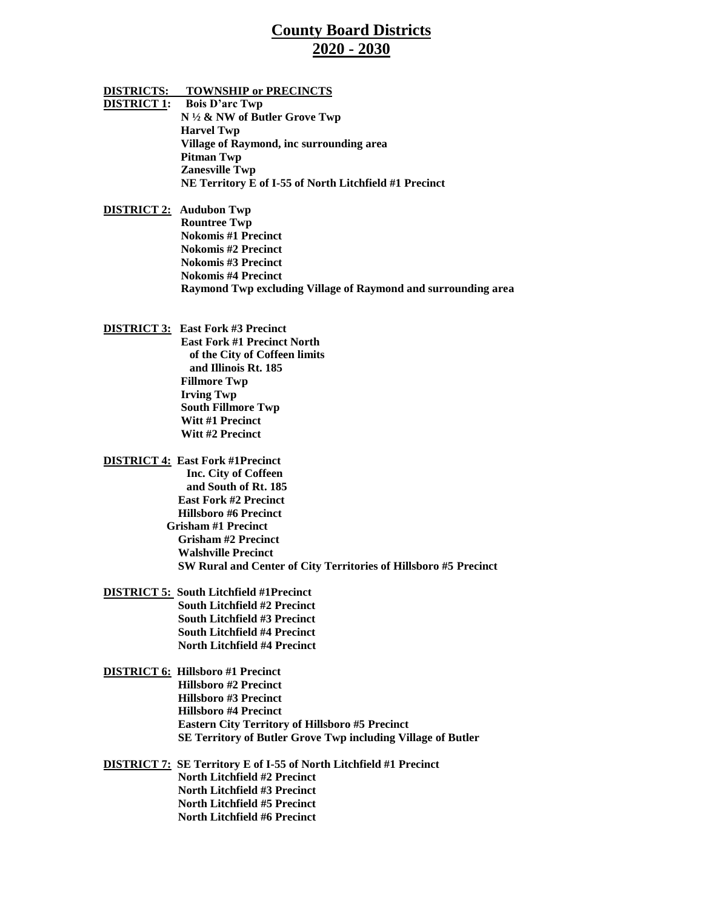# County Board Districts
# 2020 - 2030

**DISTRICTS: TOWNSHIP or PRECINCTS**

**DISTRICT 1:**
- Bois D'arc Twp
- N ½ & NW of Butler Grove Twp
- Harvel Twp
- Village of Raymond, inc surrounding area
- Pitman Twp
- Zanesville Twp
- NE Territory E of I-55 of North Litchfield #1 Precinct

**DISTRICT 2:**
- Audubon Twp
- Rountree Twp
- Nokomis #1 Precinct
- Nokomis #2 Precinct
- Nokomis #3 Precinct
- Nokomis #4 Precinct
- Raymond Twp excluding Village of Raymond and surrounding area

**DISTRICT 3:**
- East Fork #3 Precinct
- East Fork #1 Precinct North of the City of Coffeen limits and Illinois Rt. 185
- Fillmore Twp
- Irving Twp
- South Fillmore Twp
- Witt #1 Precinct
- Witt #2 Precinct

**DISTRICT 4:**
- East Fork #1Precinct Inc. City of Coffeen and South of Rt. 185
- East Fork #2 Precinct
- Hillsboro #6 Precinct
- Grisham #1 Precinct
- Grisham #2 Precinct
- Walshville Precinct
- SW Rural and Center of City Territories of Hillsboro #5 Precinct

**DISTRICT 5:**
- South Litchfield #1Precinct
- South Litchfield #2 Precinct
- South Litchfield #3 Precinct
- South Litchfield #4 Precinct
- North Litchfield #4 Precinct

**DISTRICT 6:**
- Hillsboro #1 Precinct
- Hillsboro #2 Precinct
- Hillsboro #3 Precinct
- Hillsboro #4 Precinct
- Eastern City Territory of Hillsboro #5 Precinct
- SE Territory of Butler Grove Twp including Village of Butler

**DISTRICT 7:**
- SE Territory E of I-55 of North Litchfield #1 Precinct
- North Litchfield #2 Precinct
- North Litchfield #3 Precinct
- North Litchfield #5 Precinct
- North Litchfield #6 Precinct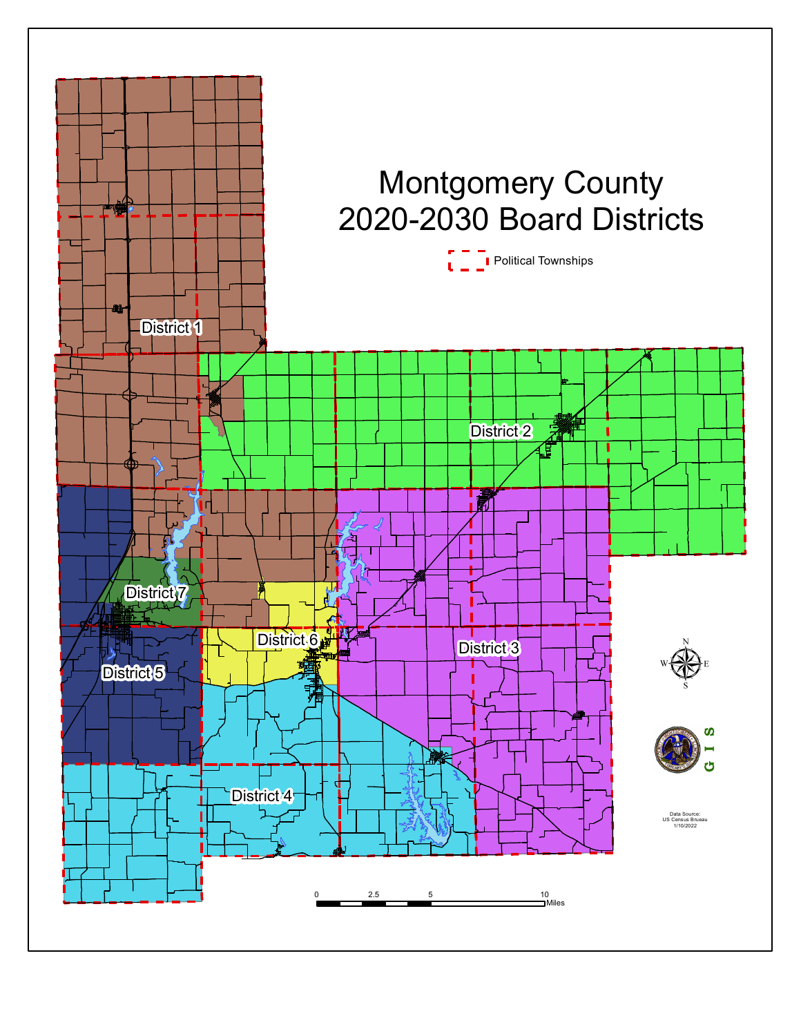# Montgomery County 2020-2030 Board Districts

Political Townships

District 1

District 2

District 3

District 4

District 5

District 6

District 7

N
W E
S

G I S

0 2.5 5 10 Miles

Data Source:
US Census Brueau
1/10/2022